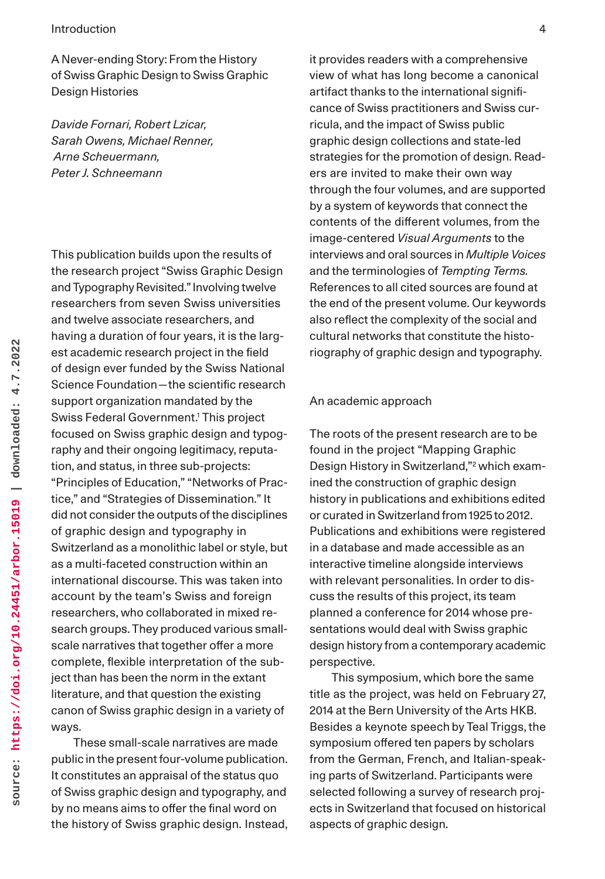# A Never-ending Story: From the History of Swiss Graphic Design to Swiss Graphic Design Histories

*Davide Fornari, Robert Lzicar, Sarah Owens, Michael Renner, Arne Scheuermann, Peter J. Schneemann*

This publication builds upon the results of the research project "Swiss Graphic Design and Typography Revisited." Involving twelve researchers from seven Swiss universities and twelve associate researchers, and having a duration of four years, it is the largest academic research project in the field of design ever funded by the Swiss National Science Foundation—the scientific research support organization mandated by the Swiss Federal Government.[1] This project focused on Swiss graphic design and typography and their ongoing legitimacy, reputation, and status, in three sub-projects: "Principles of Education," "Networks of Practice," and "Strategies of Dissemination." It did not consider the outputs of the disciplines of graphic design and typography in Switzerland as a monolithic label or style, but as a multi-faceted construction within an international discourse. This was taken into account by the team's Swiss and foreign researchers, who collaborated in mixed research groups. They produced various small-scale narratives that together offer a more complete, flexible interpretation of the subject than has been the norm in the extant literature, and that question the existing canon of Swiss graphic design in a variety of ways.

These small-scale narratives are made public in the present four-volume publication. It constitutes an appraisal of the status quo of Swiss graphic design and typography, and by no means aims to offer the final word on the history of Swiss graphic design. Instead, it provides readers with a comprehensive view of what has long become a canonical artifact thanks to the international significance of Swiss practitioners and Swiss curricula, and the impact of Swiss public graphic design collections and state-led strategies for the promotion of design. Readers are invited to make their own way through the four volumes, and are supported by a system of keywords that connect the contents of the different volumes, from the image-centered *Visual Arguments* to the interviews and oral sources in *Multiple Voices* and the terminologies of *Tempting Terms.* References to all cited sources are found at the end of the present volume. Our keywords also reflect the complexity of the social and cultural networks that constitute the historiography of graphic design and typography.

## An academic approach

The roots of the present research are to be found in the project "Mapping Graphic Design History in Switzerland,"[2] which examined the construction of graphic design history in publications and exhibitions edited or curated in Switzerland from 1925 to 2012. Publications and exhibitions were registered in a database and made accessible as an interactive timeline alongside interviews with relevant personalities. In order to discuss the results of this project, its team planned a conference for 2014 whose presentations would deal with Swiss graphic design history from a contemporary academic perspective.

This symposium, which bore the same title as the project, was held on February 27, 2014 at the Bern University of the Arts HKB. Besides a keynote speech by Teal Triggs, the symposium offered ten papers by scholars from the German, French, and Italian-speaking parts of Switzerland. Participants were selected following a survey of research projects in Switzerland that focused on historical aspects of graphic design.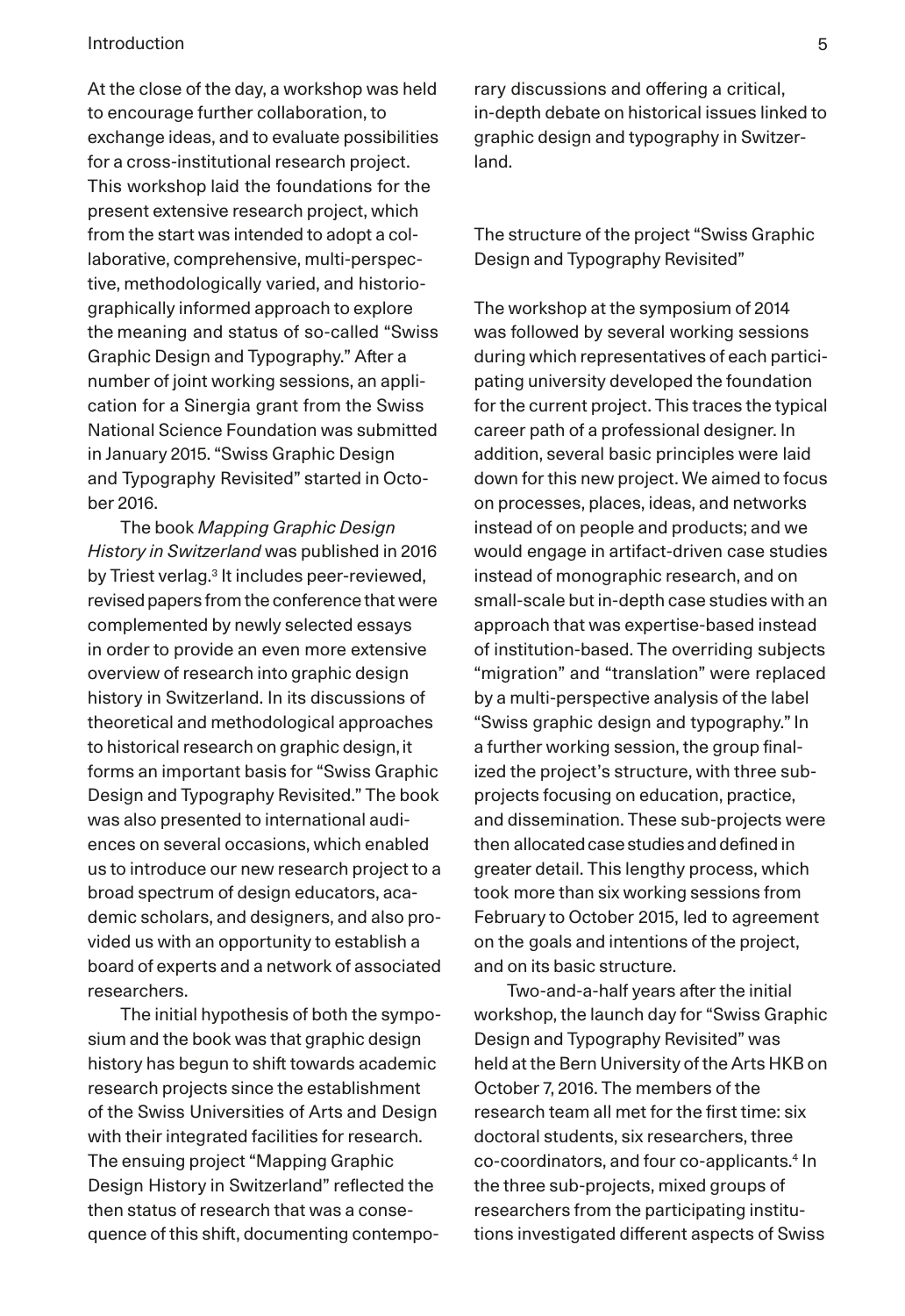At the close of the day, a workshop was held to encourage further collaboration, to exchange ideas, and to evaluate possibilities for a cross-institutional research project. This workshop laid the foundations for the present extensive research project, which from the start was intended to adopt a collaborative, comprehensive, multi-perspective, methodologically varied, and historiographically informed approach to explore the meaning and status of so-called "Swiss Graphic Design and Typography." After a number of joint working sessions, an application for a Sinergia grant from the Swiss National Science Foundation was submitted in January 2015. "Swiss Graphic Design and Typography Revisited" started in October 2016.

The book *Mapping Graphic Design History in Switzerland* was published in 2016 by Triest verlag.[3] It includes peer-reviewed, revised papers from the conference that were complemented by newly selected essays in order to provide an even more extensive overview of research into graphic design history in Switzerland. In its discussions of theoretical and methodological approaches to historical research on graphic design, it forms an important basis for "Swiss Graphic Design and Typography Revisited." The book was also presented to international audiences on several occasions, which enabled us to introduce our new research project to a broad spectrum of design educators, academic scholars, and designers, and also provided us with an opportunity to establish a board of experts and a network of associated researchers.

The initial hypothesis of both the symposium and the book was that graphic design history has begun to shift towards academic research projects since the establishment of the Swiss Universities of Arts and Design with their integrated facilities for research. The ensuing project "Mapping Graphic Design History in Switzerland" reflected the then status of research that was a consequence of this shift, documenting contemporary discussions and offering a critical, in-depth debate on historical issues linked to graphic design and typography in Switzerland.

## The structure of the project "Swiss Graphic Design and Typography Revisited"

The workshop at the symposium of 2014 was followed by several working sessions during which representatives of each participating university developed the foundation for the current project. This traces the typical career path of a professional designer. In addition, several basic principles were laid down for this new project. We aimed to focus on processes, places, ideas, and networks instead of on people and products; and we would engage in artifact-driven case studies instead of monographic research, and on small-scale but in-depth case studies with an approach that was expertise-based instead of institution-based. The overriding subjects "migration" and "translation" were replaced by a multi-perspective analysis of the label "Swiss graphic design and typography." In a further working session, the group finalized the project's structure, with three sub-projects focusing on education, practice, and dissemination. These sub-projects were then allocated case studies and defined in greater detail. This lengthy process, which took more than six working sessions from February to October 2015, led to agreement on the goals and intentions of the project, and on its basic structure.

Two-and-a-half years after the initial workshop, the launch day for "Swiss Graphic Design and Typography Revisited" was held at the Bern University of the Arts HKB on October 7, 2016. The members of the research team all met for the first time: six doctoral students, six researchers, three co-coordinators, and four co-applicants.[4] In the three sub-projects, mixed groups of researchers from the participating institutions investigated different aspects of Swiss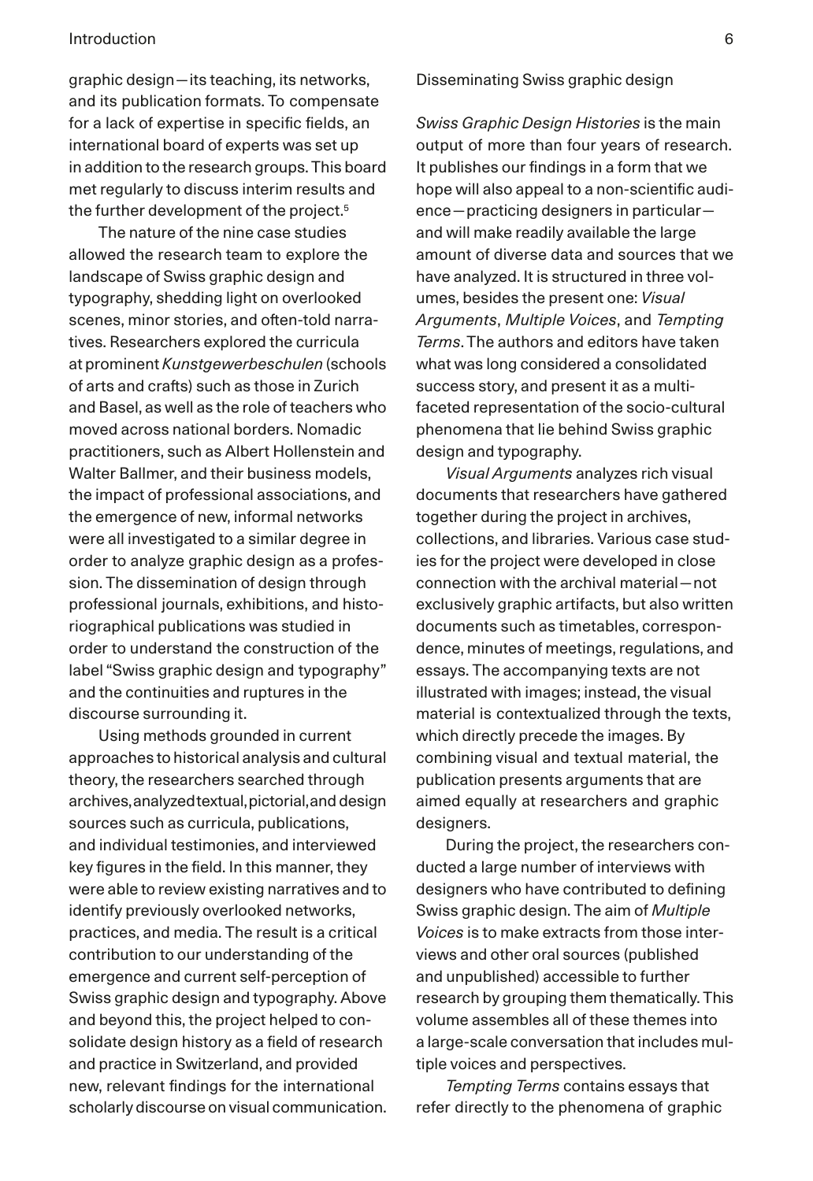graphic design—its teaching, its networks, and its publication formats. To compensate for a lack of expertise in specific fields, an international board of experts was set up in addition to the research groups. This board met regularly to discuss interim results and the further development of the project.[5]

The nature of the nine case studies allowed the research team to explore the landscape of Swiss graphic design and typography, shedding light on overlooked scenes, minor stories, and often-told narratives. Researchers explored the curricula at prominent *Kunstgewerbeschulen* (schools of arts and crafts) such as those in Zurich and Basel, as well as the role of teachers who moved across national borders. Nomadic practitioners, such as Albert Hollenstein and Walter Ballmer, and their business models, the impact of professional associations, and the emergence of new, informal networks were all investigated to a similar degree in order to analyze graphic design as a profession. The dissemination of design through professional journals, exhibitions, and historiographical publications was studied in order to understand the construction of the label "Swiss graphic design and typography" and the continuities and ruptures in the discourse surrounding it.

Using methods grounded in current approaches to historical analysis and cultural theory, the researchers searched through archives, analyzed textual, pictorial, and design sources such as curricula, publications, and individual testimonies, and interviewed key figures in the field. In this manner, they were able to review existing narratives and to identify previously overlooked networks, practices, and media. The result is a critical contribution to our understanding of the emergence and current self-perception of Swiss graphic design and typography. Above and beyond this, the project helped to consolidate design history as a field of research and practice in Switzerland, and provided new, relevant findings for the international scholarly discourse on visual communication.

## Disseminating Swiss graphic design

*Swiss Graphic Design Histories* is the main output of more than four years of research. It publishes our findings in a form that we hope will also appeal to a non-scientific audience—practicing designers in particular—and will make readily available the large amount of diverse data and sources that we have analyzed. It is structured in three volumes, besides the present one: *Visual Arguments*, *Multiple Voices*, and *Tempting Terms*. The authors and editors have taken what was long considered a consolidated success story, and present it as a multi-faceted representation of the socio-cultural phenomena that lie behind Swiss graphic design and typography.

*Visual Arguments* analyzes rich visual documents that researchers have gathered together during the project in archives, collections, and libraries. Various case studies for the project were developed in close connection with the archival material—not exclusively graphic artifacts, but also written documents such as timetables, correspondence, minutes of meetings, regulations, and essays. The accompanying texts are not illustrated with images; instead, the visual material is contextualized through the texts, which directly precede the images. By combining visual and textual material, the publication presents arguments that are aimed equally at researchers and graphic designers.

During the project, the researchers conducted a large number of interviews with designers who have contributed to defining Swiss graphic design. The aim of *Multiple Voices* is to make extracts from those interviews and other oral sources (published and unpublished) accessible to further research by grouping them thematically. This volume assembles all of these themes into a large-scale conversation that includes multiple voices and perspectives.

*Tempting Terms* contains essays that refer directly to the phenomena of graphic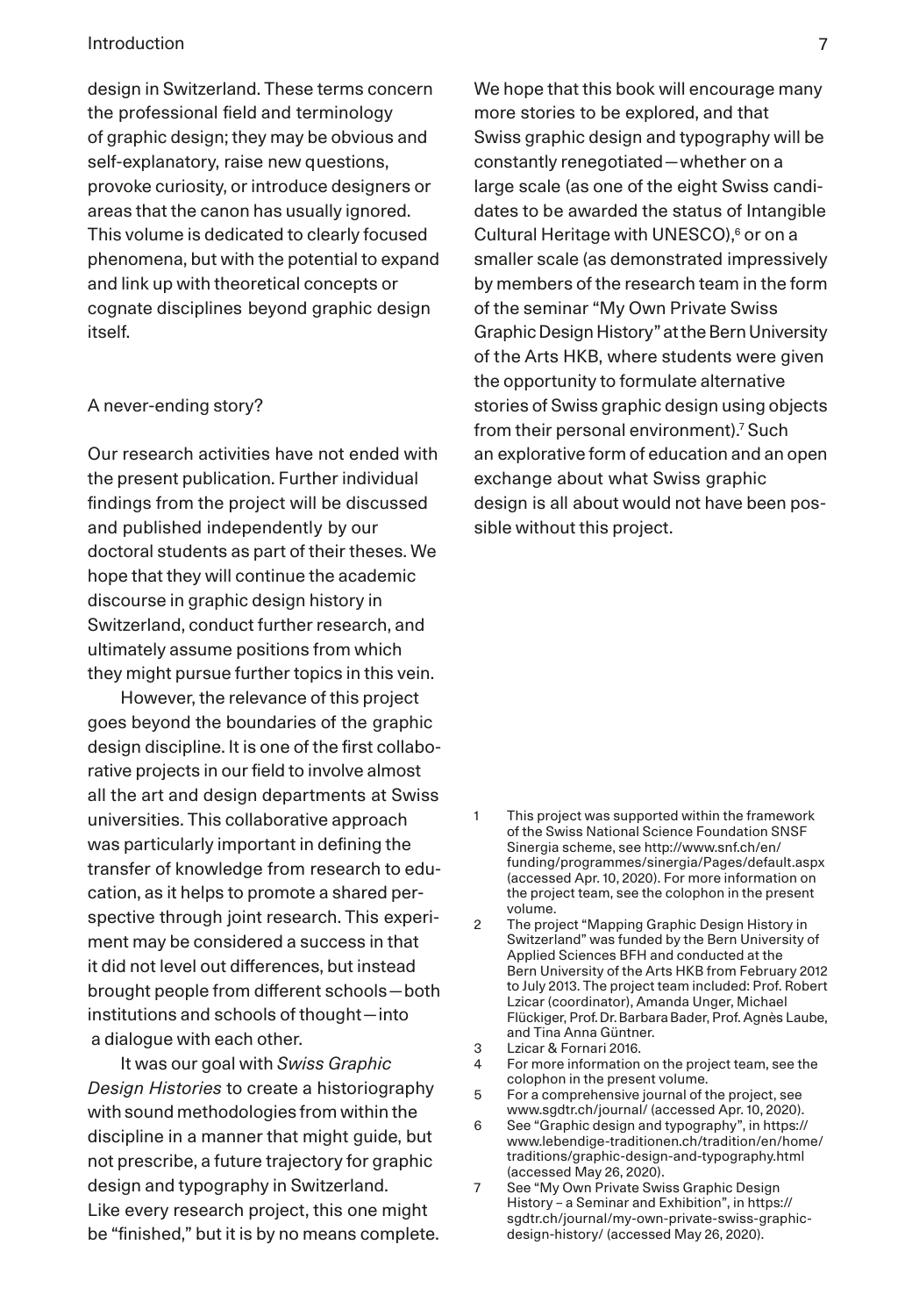design in Switzerland. These terms concern the professional field and terminology of graphic design; they may be obvious and self-explanatory, raise new questions, provoke curiosity, or introduce designers or areas that the canon has usually ignored. This volume is dedicated to clearly focused phenomena, but with the potential to expand and link up with theoretical concepts or cognate disciplines beyond graphic design itself.

## A never-ending story?

Our research activities have not ended with the present publication. Further individual findings from the project will be discussed and published independently by our doctoral students as part of their theses. We hope that they will continue the academic discourse in graphic design history in Switzerland, conduct further research, and ultimately assume positions from which they might pursue further topics in this vein.

However, the relevance of this project goes beyond the boundaries of the graphic design discipline. It is one of the first collaborative projects in our field to involve almost all the art and design departments at Swiss universities. This collaborative approach was particularly important in defining the transfer of knowledge from research to education, as it helps to promote a shared perspective through joint research. This experiment may be considered a success in that it did not level out differences, but instead brought people from different schools—both institutions and schools of thought—into a dialogue with each other.

It was our goal with *Swiss Graphic Design Histories* to create a historiography with sound methodologies from within the discipline in a manner that might guide, but not prescribe, a future trajectory for graphic design and typography in Switzerland. Like every research project, this one might be "finished," but it is by no means complete.

We hope that this book will encourage many more stories to be explored, and that Swiss graphic design and typography will be constantly renegotiated—whether on a large scale (as one of the eight Swiss candidates to be awarded the status of Intangible Cultural Heritage with UNESCO),[6] or on a smaller scale (as demonstrated impressively by members of the research team in the form of the seminar "My Own Private Swiss Graphic Design History" at the Bern University of the Arts HKB, where students were given the opportunity to formulate alternative stories of Swiss graphic design using objects from their personal environment).[7] Such an explorative form of education and an open exchange about what Swiss graphic design is all about would not have been possible without this project.

1 This project was supported within the framework of the Swiss National Science Foundation SNSF Sinergia scheme, see http://www.snf.ch/en/funding/programmes/sinergia/Pages/default.aspx (accessed Apr. 10, 2020). For more information on the project team, see the colophon in the present volume.

2 The project "Mapping Graphic Design History in Switzerland" was funded by the Bern University of Applied Sciences BFH and conducted at the Bern University of the Arts HKB from February 2012 to July 2013. The project team included: Prof. Robert Lzicar (coordinator), Amanda Unger, Michael Flückiger, Prof. Dr. Barbara Bader, Prof. Agnès Laube, and Tina Anna Güntner.

3 Lzicar & Fornari 2016.

4 For more information on the project team, see the colophon in the present volume.

5 For a comprehensive journal of the project, see www.sgdtr.ch/journal/ (accessed Apr. 10, 2020).

6 See "Graphic design and typography", in https://www.lebendige-traditionen.ch/tradition/en/home/traditions/graphic-design-and-typography.html (accessed May 26, 2020).

7 See "My Own Private Swiss Graphic Design History – a Seminar and Exhibition", in https://sgdtr.ch/journal/my-own-private-swiss-graphic-design-history/ (accessed May 26, 2020).